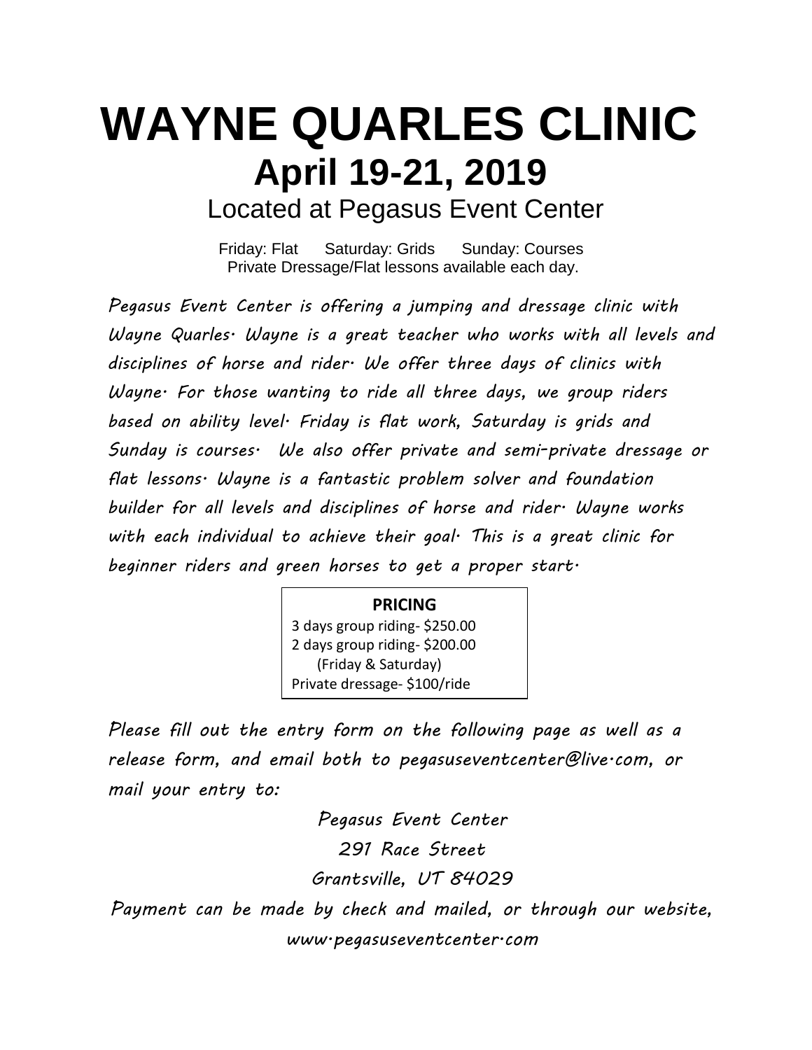# WAYNE QUARLES CLINIC

## April 19-21, 2019

### Located at Pegasus Event Center

Friday: Flat      Saturday: Grids      Sunday: Courses
Private Dressage/Flat lessons available each day.

*Pegasus Event Center is offering a jumping and dressage clinic with Wayne Quarles. Wayne is a great teacher who works with all levels and disciplines of horse and rider. We offer three days of clinics with Wayne. For those wanting to ride all three days, we group riders based on ability level. Friday is flat work, Saturday is grids and Sunday is courses. We also offer private and semi-private dressage or flat lessons. Wayne is a fantastic problem solver and foundation builder for all levels and disciplines of horse and rider. Wayne works with each individual to achieve their goal. This is a great clinic for beginner riders and green horses to get a proper start.*

**PRICING**

3 days group riding- $250.00
2 days group riding- $200.00
(Friday & Saturday)
Private dressage- $100/ride

*Please fill out the entry form on the following page as well as a release form, and email both to pegasuseventcenter@live.com, or mail your entry to:*

*Pegasus Event Center*
*291 Race Street*
*Grantsville, UT 84029*

*Payment can be made by check and mailed, or through our website, www.pegasuseventcenter.com*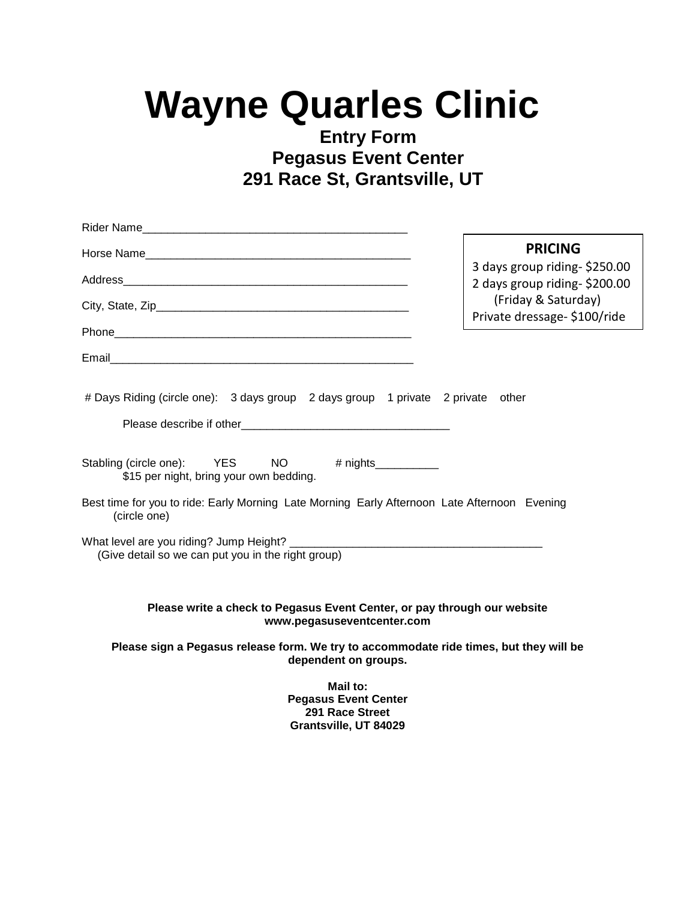# Wayne Quarles Clinic

**Entry Form**
**Pegasus Event Center**
**291 Race St, Grantsville, UT**

**PRICING**
3 days group riding- $250.00
2 days group riding- $200.00
(Friday & Saturday)
Private dressage- $100/ride

Rider Name__________________________________________

Horse Name__________________________________________

Address_____________________________________________

City, State, Zip_______________________________________

Phone______________________________________________

Email_______________________________________________

# Days Riding (circle one): 3 days group 2 days group 1 private 2 private other

Please describe if other_________________________________

Stabling (circle one): YES NO # nights__________
$15 per night, bring your own bedding.

Best time for you to ride: Early Morning Late Morning Early Afternoon Late Afternoon Evening
(circle one)

What level are you riding? Jump Height? ________________________________________
(Give detail so we can put you in the right group)

**Please write a check to Pegasus Event Center, or pay through our website www.pegasuseventcenter.com**

**Please sign a Pegasus release form. We try to accommodate ride times, but they will be dependent on groups.**

**Mail to:**
**Pegasus Event Center**
**291 Race Street**
**Grantsville, UT 84029**